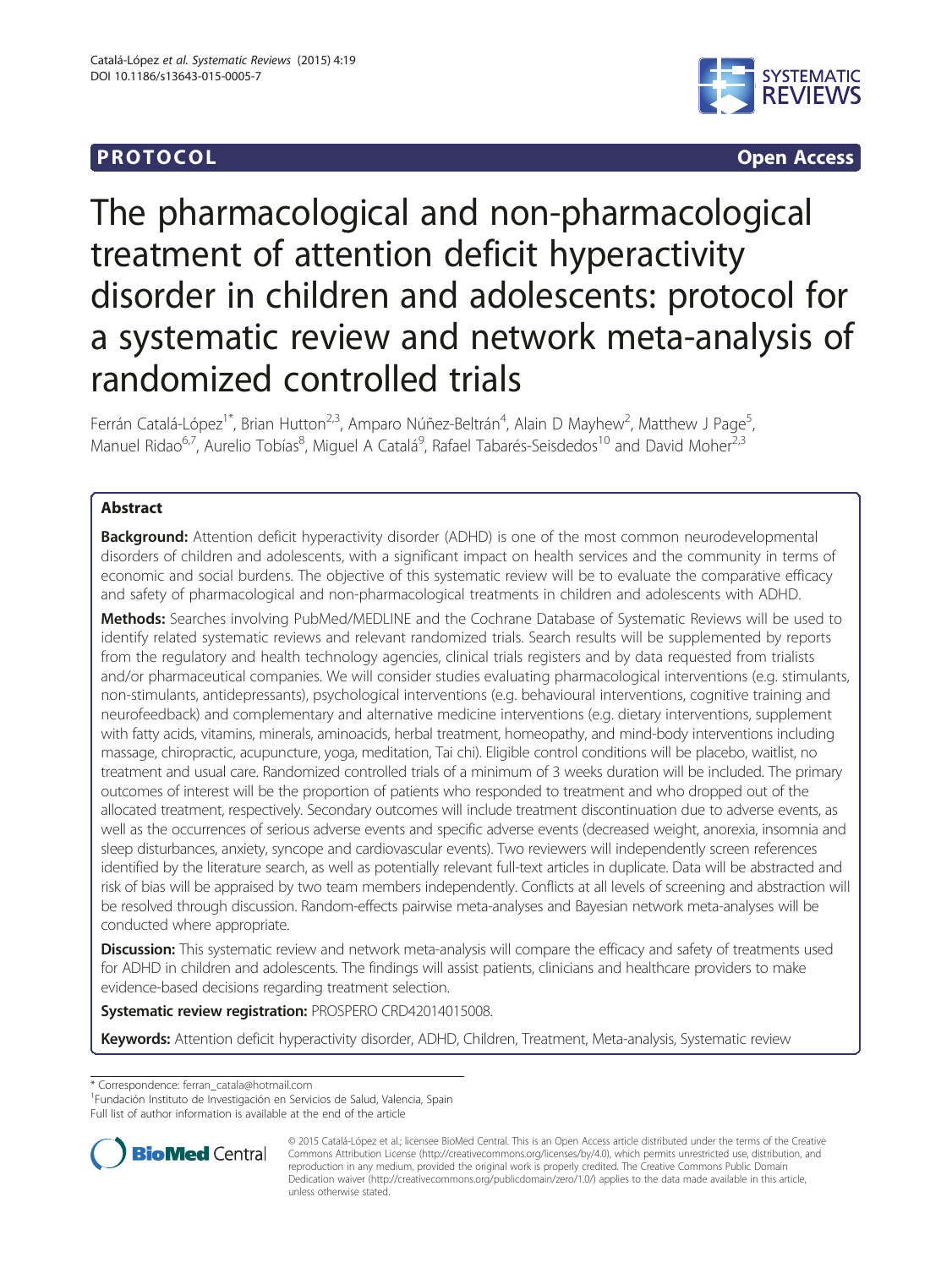PROTOCOL Open Access

# The pharmacological and non-pharmacological treatment of attention deficit hyperactivity disorder in children and adolescents: protocol for a systematic review and network meta-analysis of randomized controlled trials

Ferrán Catalá-López[1*], Brian Hutton[2,3], Amparo Núñez-Beltrán[4], Alain D Mayhew[2], Matthew J Page[5], Manuel Ridao[6,7], Aurelio Tobías[8], Miguel A Catalá[9], Rafael Tabarés-Seisdedos[10] and David Moher[2,3]

## Abstract

**Background:** Attention deficit hyperactivity disorder (ADHD) is one of the most common neurodevelopmental disorders of children and adolescents, with a significant impact on health services and the community in terms of economic and social burdens. The objective of this systematic review will be to evaluate the comparative efficacy and safety of pharmacological and non-pharmacological treatments in children and adolescents with ADHD.

**Methods:** Searches involving PubMed/MEDLINE and the Cochrane Database of Systematic Reviews will be used to identify related systematic reviews and relevant randomized trials. Search results will be supplemented by reports from the regulatory and health technology agencies, clinical trials registers and by data requested from trialists and/or pharmaceutical companies. We will consider studies evaluating pharmacological interventions (e.g. stimulants, non-stimulants, antidepressants), psychological interventions (e.g. behavioural interventions, cognitive training and neurofeedback) and complementary and alternative medicine interventions (e.g. dietary interventions, supplement with fatty acids, vitamins, minerals, aminoacids, herbal treatment, homeopathy, and mind-body interventions including massage, chiropractic, acupuncture, yoga, meditation, Tai chi). Eligible control conditions will be placebo, waitlist, no treatment and usual care. Randomized controlled trials of a minimum of 3 weeks duration will be included. The primary outcomes of interest will be the proportion of patients who responded to treatment and who dropped out of the allocated treatment, respectively. Secondary outcomes will include treatment discontinuation due to adverse events, as well as the occurrences of serious adverse events and specific adverse events (decreased weight, anorexia, insomnia and sleep disturbances, anxiety, syncope and cardiovascular events). Two reviewers will independently screen references identified by the literature search, as well as potentially relevant full-text articles in duplicate. Data will be abstracted and risk of bias will be appraised by two team members independently. Conflicts at all levels of screening and abstraction will be resolved through discussion. Random-effects pairwise meta-analyses and Bayesian network meta-analyses will be conducted where appropriate.

**Discussion:** This systematic review and network meta-analysis will compare the efficacy and safety of treatments used for ADHD in children and adolescents. The findings will assist patients, clinicians and healthcare providers to make evidence-based decisions regarding treatment selection.

**Systematic review registration:** PROSPERO CRD42014015008.

**Keywords:** Attention deficit hyperactivity disorder, ADHD, Children, Treatment, Meta-analysis, Systematic review

\* Correspondence: ferran_catala@hotmail.com
[1]Fundación Instituto de Investigación en Servicios de Salud, Valencia, Spain
Full list of author information is available at the end of the article

© 2015 Catalá-López et al.; licensee BioMed Central. This is an Open Access article distributed under the terms of the Creative Commons Attribution License (http://creativecommons.org/licenses/by/4.0), which permits unrestricted use, distribution, and reproduction in any medium, provided the original work is properly credited. The Creative Commons Public Domain Dedication waiver (http://creativecommons.org/publicdomain/zero/1.0/) applies to the data made available in this article, unless otherwise stated.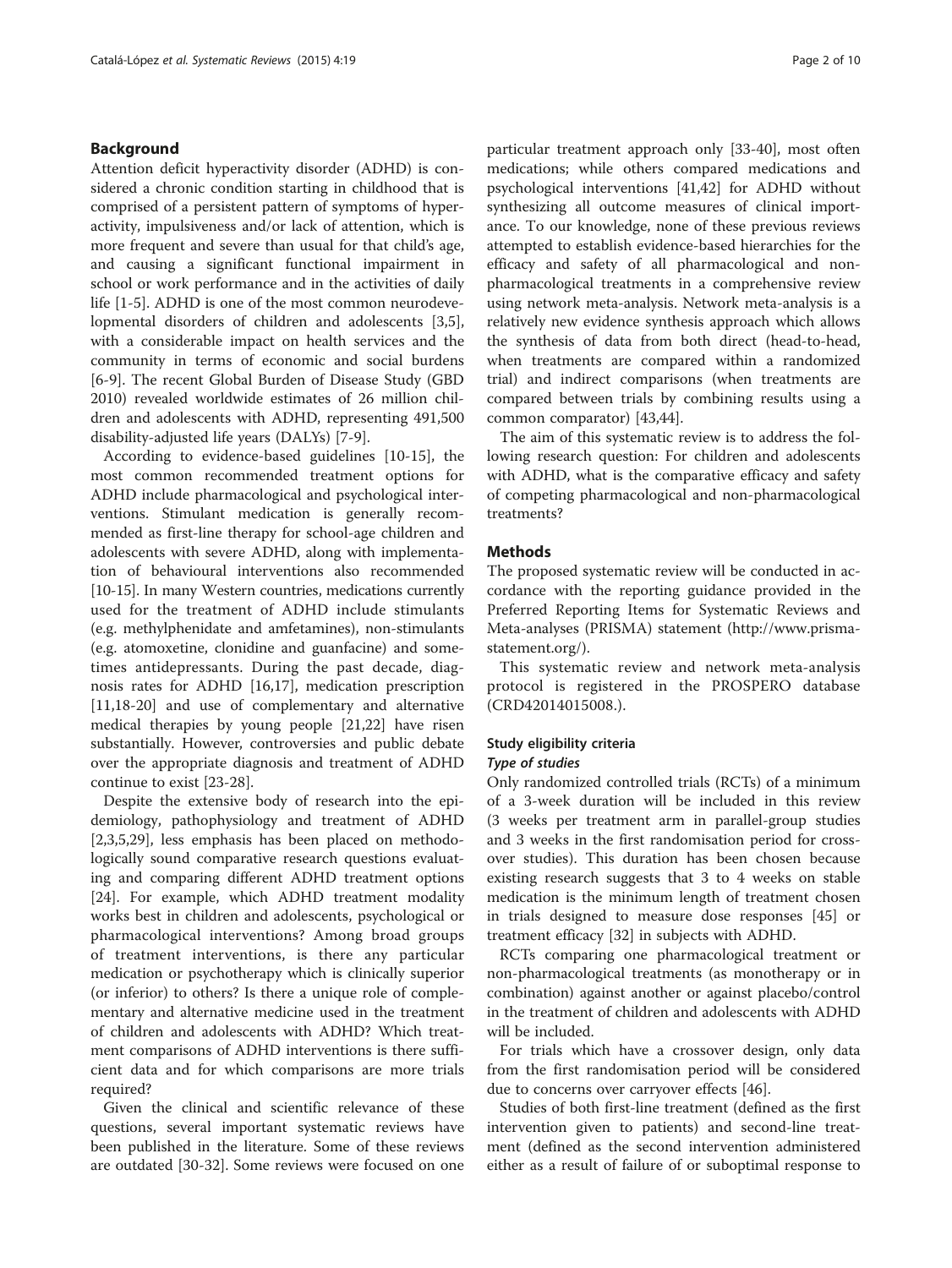## Background

Attention deficit hyperactivity disorder (ADHD) is considered a chronic condition starting in childhood that is comprised of a persistent pattern of symptoms of hyperactivity, impulsiveness and/or lack of attention, which is more frequent and severe than usual for that child's age, and causing a significant functional impairment in school or work performance and in the activities of daily life [1-5]. ADHD is one of the most common neurodevelopmental disorders of children and adolescents [3,5], with a considerable impact on health services and the community in terms of economic and social burdens [6-9]. The recent Global Burden of Disease Study (GBD 2010) revealed worldwide estimates of 26 million children and adolescents with ADHD, representing 491,500 disability-adjusted life years (DALYs) [7-9].

According to evidence-based guidelines [10-15], the most common recommended treatment options for ADHD include pharmacological and psychological interventions. Stimulant medication is generally recommended as first-line therapy for school-age children and adolescents with severe ADHD, along with implementation of behavioural interventions also recommended [10-15]. In many Western countries, medications currently used for the treatment of ADHD include stimulants (e.g. methylphenidate and amfetamines), non-stimulants (e.g. atomoxetine, clonidine and guanfacine) and sometimes antidepressants. During the past decade, diagnosis rates for ADHD [16,17], medication prescription [11,18-20] and use of complementary and alternative medical therapies by young people [21,22] have risen substantially. However, controversies and public debate over the appropriate diagnosis and treatment of ADHD continue to exist [23-28].

Despite the extensive body of research into the epidemiology, pathophysiology and treatment of ADHD [2,3,5,29], less emphasis has been placed on methodologically sound comparative research questions evaluating and comparing different ADHD treatment options [24]. For example, which ADHD treatment modality works best in children and adolescents, psychological or pharmacological interventions? Among broad groups of treatment interventions, is there any particular medication or psychotherapy which is clinically superior (or inferior) to others? Is there a unique role of complementary and alternative medicine used in the treatment of children and adolescents with ADHD? Which treatment comparisons of ADHD interventions is there sufficient data and for which comparisons are more trials required?

Given the clinical and scientific relevance of these questions, several important systematic reviews have been published in the literature. Some of these reviews are outdated [30-32]. Some reviews were focused on one particular treatment approach only [33-40], most often medications; while others compared medications and psychological interventions [41,42] for ADHD without synthesizing all outcome measures of clinical importance. To our knowledge, none of these previous reviews attempted to establish evidence-based hierarchies for the efficacy and safety of all pharmacological and non-pharmacological treatments in a comprehensive review using network meta-analysis. Network meta-analysis is a relatively new evidence synthesis approach which allows the synthesis of data from both direct (head-to-head, when treatments are compared within a randomized trial) and indirect comparisons (when treatments are compared between trials by combining results using a common comparator) [43,44].

The aim of this systematic review is to address the following research question: For children and adolescents with ADHD, what is the comparative efficacy and safety of competing pharmacological and non-pharmacological treatments?

## Methods

The proposed systematic review will be conducted in accordance with the reporting guidance provided in the Preferred Reporting Items for Systematic Reviews and Meta-analyses (PRISMA) statement (http://www.prisma-statement.org/).

This systematic review and network meta-analysis protocol is registered in the PROSPERO database (CRD42014015008.).

### Study eligibility criteria

#### *Type of studies*

Only randomized controlled trials (RCTs) of a minimum of a 3-week duration will be included in this review (3 weeks per treatment arm in parallel-group studies and 3 weeks in the first randomisation period for crossover studies). This duration has been chosen because existing research suggests that 3 to 4 weeks on stable medication is the minimum length of treatment chosen in trials designed to measure dose responses [45] or treatment efficacy [32] in subjects with ADHD.

RCTs comparing one pharmacological treatment or non-pharmacological treatments (as monotherapy or in combination) against another or against placebo/control in the treatment of children and adolescents with ADHD will be included.

For trials which have a crossover design, only data from the first randomisation period will be considered due to concerns over carryover effects [46].

Studies of both first-line treatment (defined as the first intervention given to patients) and second-line treatment (defined as the second intervention administered either as a result of failure of or suboptimal response to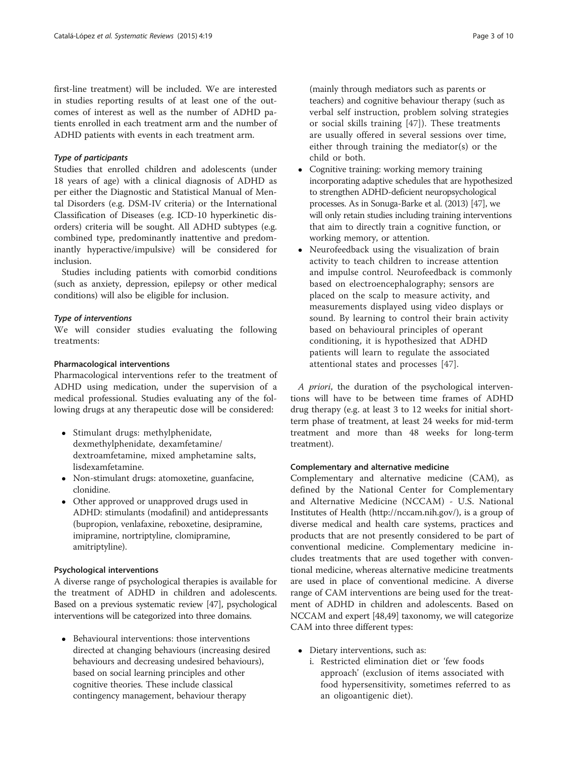first-line treatment) will be included. We are interested in studies reporting results of at least one of the outcomes of interest as well as the number of ADHD patients enrolled in each treatment arm and the number of ADHD patients with events in each treatment arm.

#### *Type of participants*

Studies that enrolled children and adolescents (under 18 years of age) with a clinical diagnosis of ADHD as per either the Diagnostic and Statistical Manual of Mental Disorders (e.g. DSM-IV criteria) or the International Classification of Diseases (e.g. ICD-10 hyperkinetic disorders) criteria will be sought. All ADHD subtypes (e.g. combined type, predominantly inattentive and predominantly hyperactive/impulsive) will be considered for inclusion.

Studies including patients with comorbid conditions (such as anxiety, depression, epilepsy or other medical conditions) will also be eligible for inclusion.

#### *Type of interventions*

We will consider studies evaluating the following treatments:

##### Pharmacological interventions

Pharmacological interventions refer to the treatment of ADHD using medication, under the supervision of a medical professional. Studies evaluating any of the following drugs at any therapeutic dose will be considered:

- Stimulant drugs: methylphenidate, dexmethylphenidate, dexamfetamine/ dextroamfetamine, mixed amphetamine salts, lisdexamfetamine.
- Non-stimulant drugs: atomoxetine, guanfacine, clonidine.
- Other approved or unapproved drugs used in ADHD: stimulants (modafinil) and antidepressants (bupropion, venlafaxine, reboxetine, desipramine, imipramine, nortriptyline, clomipramine, amitriptyline).

##### Psychological interventions

A diverse range of psychological therapies is available for the treatment of ADHD in children and adolescents. Based on a previous systematic review [47], psychological interventions will be categorized into three domains.

- Behavioural interventions: those interventions directed at changing behaviours (increasing desired behaviours and decreasing undesired behaviours), based on social learning principles and other cognitive theories. These include classical contingency management, behaviour therapy (mainly through mediators such as parents or teachers) and cognitive behaviour therapy (such as verbal self instruction, problem solving strategies or social skills training [47]). These treatments are usually offered in several sessions over time, either through training the mediator(s) or the child or both.
- Cognitive training: working memory training incorporating adaptive schedules that are hypothesized to strengthen ADHD-deficient neuropsychological processes. As in Sonuga-Barke et al. (2013) [47], we will only retain studies including training interventions that aim to directly train a cognitive function, or working memory, or attention.
- Neurofeedback using the visualization of brain activity to teach children to increase attention and impulse control. Neurofeedback is commonly based on electroencephalography; sensors are placed on the scalp to measure activity, and measurements displayed using video displays or sound. By learning to control their brain activity based on behavioural principles of operant conditioning, it is hypothesized that ADHD patients will learn to regulate the associated attentional states and processes [47].

*A priori*, the duration of the psychological interventions will have to be between time frames of ADHD drug therapy (e.g. at least 3 to 12 weeks for initial short-term phase of treatment, at least 24 weeks for mid-term treatment and more than 48 weeks for long-term treatment).

##### Complementary and alternative medicine

Complementary and alternative medicine (CAM), as defined by the National Center for Complementary and Alternative Medicine (NCCAM) - U.S. National Institutes of Health (http://nccam.nih.gov/), is a group of diverse medical and health care systems, practices and products that are not presently considered to be part of conventional medicine. Complementary medicine includes treatments that are used together with conventional medicine, whereas alternative medicine treatments are used in place of conventional medicine. A diverse range of CAM interventions are being used for the treatment of ADHD in children and adolescents. Based on NCCAM and expert [48,49] taxonomy, we will categorize CAM into three different types:

- Dietary interventions, such as:
    i. Restricted elimination diet or 'few foods approach' (exclusion of items associated with food hypersensitivity, sometimes referred to as an oligoantigenic diet).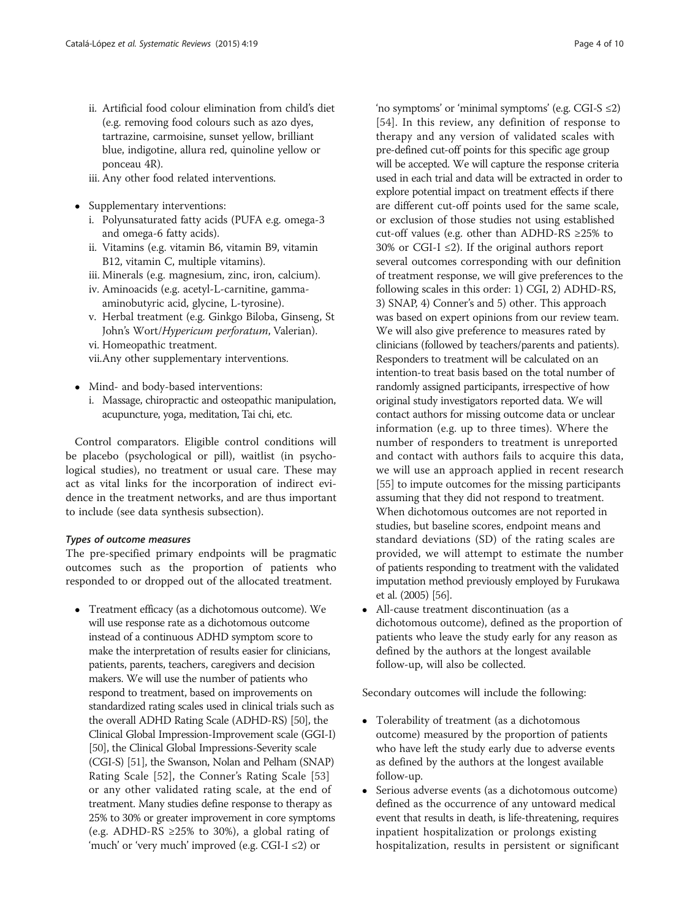ii. Artificial food colour elimination from child's diet (e.g. removing food colours such as azo dyes, tartrazine, carmoisine, sunset yellow, brilliant blue, indigotine, allura red, quinoline yellow or ponceau 4R).

iii. Any other food related interventions.

- Supplementary interventions:
  i. Polyunsaturated fatty acids (PUFA e.g. omega-3 and omega-6 fatty acids).
  ii. Vitamins (e.g. vitamin B6, vitamin B9, vitamin B12, vitamin C, multiple vitamins).
  iii. Minerals (e.g. magnesium, zinc, iron, calcium).
  iv. Aminoacids (e.g. acetyl-L-carnitine, gamma-aminobutyric acid, glycine, L-tyrosine).
  v. Herbal treatment (e.g. Ginkgo Biloba, Ginseng, St John's Wort/*Hypericum perforatum*, Valerian).
  vi. Homeopathic treatment.
  vii. Any other supplementary interventions.
- Mind- and body-based interventions:
  i. Massage, chiropractic and osteopathic manipulation, acupuncture, yoga, meditation, Tai chi, etc.

Control comparators. Eligible control conditions will be placebo (psychological or pill), waitlist (in psychological studies), no treatment or usual care. These may act as vital links for the incorporation of indirect evidence in the treatment networks, and are thus important to include (see data synthesis subsection).

#### *Types of outcome measures*

The pre-specified primary endpoints will be pragmatic outcomes such as the proportion of patients who responded to or dropped out of the allocated treatment.

- Treatment efficacy (as a dichotomous outcome). We will use response rate as a dichotomous outcome instead of a continuous ADHD symptom score to make the interpretation of results easier for clinicians, patients, parents, teachers, caregivers and decision makers. We will use the number of patients who respond to treatment, based on improvements on standardized rating scales used in clinical trials such as the overall ADHD Rating Scale (ADHD-RS) [50], the Clinical Global Impression-Improvement scale (GGI-I) [50], the Clinical Global Impressions-Severity scale (CGI-S) [51], the Swanson, Nolan and Pelham (SNAP) Rating Scale [52], the Conner's Rating Scale [53] or any other validated rating scale, at the end of treatment. Many studies define response to therapy as 25% to 30% or greater improvement in core symptoms (e.g. ADHD-RS ≥25% to 30%), a global rating of 'much' or 'very much' improved (e.g. CGI-I ≤2) or 'no symptoms' or 'minimal symptoms' (e.g. CGI-S ≤2) [54]. In this review, any definition of response to therapy and any version of validated scales with pre-defined cut-off points for this specific age group will be accepted. We will capture the response criteria used in each trial and data will be extracted in order to explore potential impact on treatment effects if there are different cut-off points used for the same scale, or exclusion of those studies not using established cut-off values (e.g. other than ADHD-RS ≥25% to 30% or CGI-I ≤2). If the original authors report several outcomes corresponding with our definition of treatment response, we will give preferences to the following scales in this order: 1) CGI, 2) ADHD-RS, 3) SNAP, 4) Conner's and 5) other. This approach was based on expert opinions from our review team. We will also give preference to measures rated by clinicians (followed by teachers/parents and patients). Responders to treatment will be calculated on an intention-to treat basis based on the total number of randomly assigned participants, irrespective of how original study investigators reported data. We will contact authors for missing outcome data or unclear information (e.g. up to three times). Where the number of responders to treatment is unreported and contact with authors fails to acquire this data, we will use an approach applied in recent research [55] to impute outcomes for the missing participants assuming that they did not respond to treatment. When dichotomous outcomes are not reported in studies, but baseline scores, endpoint means and standard deviations (SD) of the rating scales are provided, we will attempt to estimate the number of patients responding to treatment with the validated imputation method previously employed by Furukawa et al. (2005) [56].
- All-cause treatment discontinuation (as a dichotomous outcome), defined as the proportion of patients who leave the study early for any reason as defined by the authors at the longest available follow-up, will also be collected.

Secondary outcomes will include the following:

- Tolerability of treatment (as a dichotomous outcome) measured by the proportion of patients who have left the study early due to adverse events as defined by the authors at the longest available follow-up.
- Serious adverse events (as a dichotomous outcome) defined as the occurrence of any untoward medical event that results in death, is life-threatening, requires inpatient hospitalization or prolongs existing hospitalization, results in persistent or significant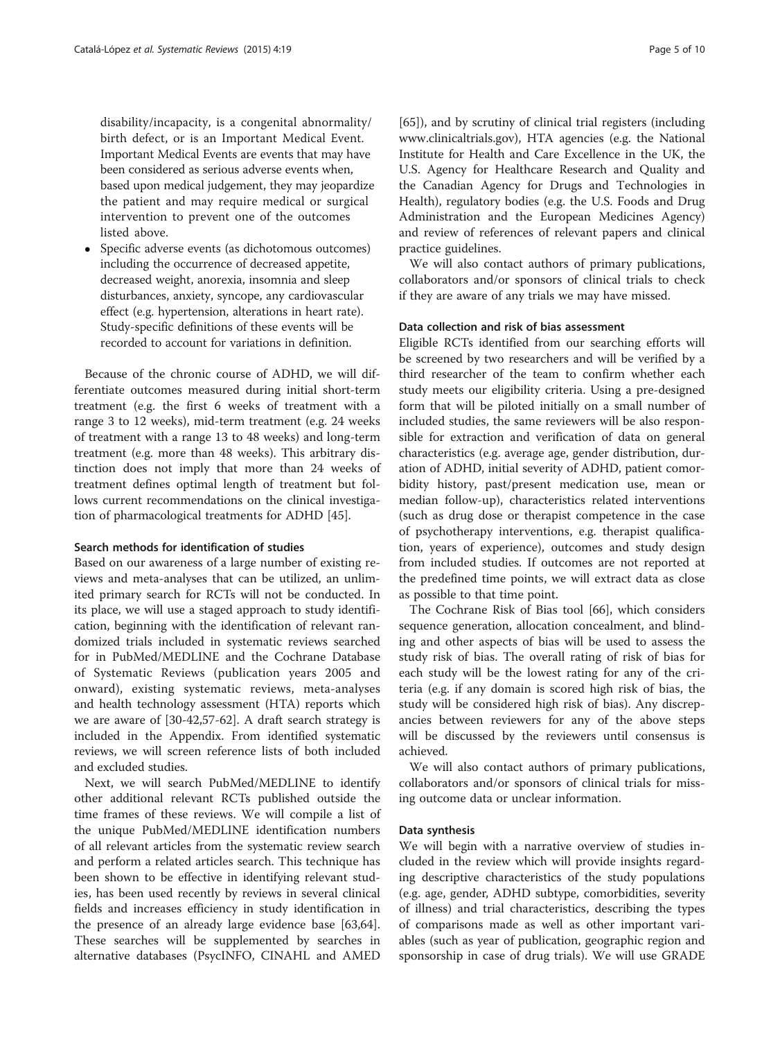disability/incapacity, is a congenital abnormality/birth defect, or is an Important Medical Event. Important Medical Events are events that may have been considered as serious adverse events when, based upon medical judgement, they may jeopardize the patient and may require medical or surgical intervention to prevent one of the outcomes listed above.

- Specific adverse events (as dichotomous outcomes) including the occurrence of decreased appetite, decreased weight, anorexia, insomnia and sleep disturbances, anxiety, syncope, any cardiovascular effect (e.g. hypertension, alterations in heart rate). Study-specific definitions of these events will be recorded to account for variations in definition.

Because of the chronic course of ADHD, we will differentiate outcomes measured during initial short-term treatment (e.g. the first 6 weeks of treatment with a range 3 to 12 weeks), mid-term treatment (e.g. 24 weeks of treatment with a range 13 to 48 weeks) and long-term treatment (e.g. more than 48 weeks). This arbitrary distinction does not imply that more than 24 weeks of treatment defines optimal length of treatment but follows current recommendations on the clinical investigation of pharmacological treatments for ADHD [45].

#### Search methods for identification of studies

Based on our awareness of a large number of existing reviews and meta-analyses that can be utilized, an unlimited primary search for RCTs will not be conducted. In its place, we will use a staged approach to study identification, beginning with the identification of relevant randomized trials included in systematic reviews searched for in PubMed/MEDLINE and the Cochrane Database of Systematic Reviews (publication years 2005 and onward), existing systematic reviews, meta-analyses and health technology assessment (HTA) reports which we are aware of [30-42,57-62]. A draft search strategy is included in the Appendix. From identified systematic reviews, we will screen reference lists of both included and excluded studies.

Next, we will search PubMed/MEDLINE to identify other additional relevant RCTs published outside the time frames of these reviews. We will compile a list of the unique PubMed/MEDLINE identification numbers of all relevant articles from the systematic review search and perform a related articles search. This technique has been shown to be effective in identifying relevant studies, has been used recently by reviews in several clinical fields and increases efficiency in study identification in the presence of an already large evidence base [63,64]. These searches will be supplemented by searches in alternative databases (PsycINFO, CINAHL and AMED [65]), and by scrutiny of clinical trial registers (including www.clinicaltrials.gov), HTA agencies (e.g. the National Institute for Health and Care Excellence in the UK, the U.S. Agency for Healthcare Research and Quality and the Canadian Agency for Drugs and Technologies in Health), regulatory bodies (e.g. the U.S. Foods and Drug Administration and the European Medicines Agency) and review of references of relevant papers and clinical practice guidelines.

We will also contact authors of primary publications, collaborators and/or sponsors of clinical trials to check if they are aware of any trials we may have missed.

#### Data collection and risk of bias assessment

Eligible RCTs identified from our searching efforts will be screened by two researchers and will be verified by a third researcher of the team to confirm whether each study meets our eligibility criteria. Using a pre-designed form that will be piloted initially on a small number of included studies, the same reviewers will be also responsible for extraction and verification of data on general characteristics (e.g. average age, gender distribution, duration of ADHD, initial severity of ADHD, patient comorbidity history, past/present medication use, mean or median follow-up), characteristics related interventions (such as drug dose or therapist competence in the case of psychotherapy interventions, e.g. therapist qualification, years of experience), outcomes and study design from included studies. If outcomes are not reported at the predefined time points, we will extract data as close as possible to that time point.

The Cochrane Risk of Bias tool [66], which considers sequence generation, allocation concealment, and blinding and other aspects of bias will be used to assess the study risk of bias. The overall rating of risk of bias for each study will be the lowest rating for any of the criteria (e.g. if any domain is scored high risk of bias, the study will be considered high risk of bias). Any discrepancies between reviewers for any of the above steps will be discussed by the reviewers until consensus is achieved.

We will also contact authors of primary publications, collaborators and/or sponsors of clinical trials for missing outcome data or unclear information.

#### Data synthesis

We will begin with a narrative overview of studies included in the review which will provide insights regarding descriptive characteristics of the study populations (e.g. age, gender, ADHD subtype, comorbidities, severity of illness) and trial characteristics, describing the types of comparisons made as well as other important variables (such as year of publication, geographic region and sponsorship in case of drug trials). We will use GRADE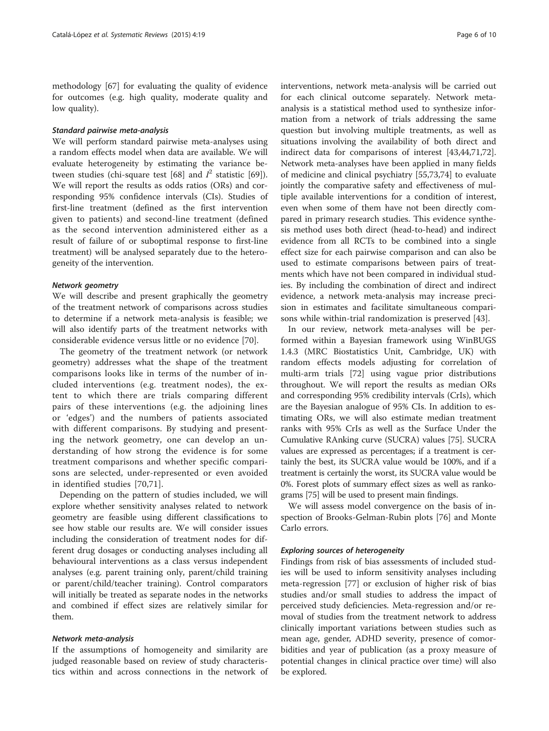methodology [67] for evaluating the quality of evidence for outcomes (e.g. high quality, moderate quality and low quality).

#### *Standard pairwise meta-analysis*

We will perform standard pairwise meta-analyses using a random effects model when data are available. We will evaluate heterogeneity by estimating the variance between studies (chi-square test [68] and $I^2$ statistic [69]). We will report the results as odds ratios (ORs) and corresponding 95% confidence intervals (CIs). Studies of first-line treatment (defined as the first intervention given to patients) and second-line treatment (defined as the second intervention administered either as a result of failure of or suboptimal response to first-line treatment) will be analysed separately due to the heterogeneity of the intervention.

#### *Network geometry*

We will describe and present graphically the geometry of the treatment network of comparisons across studies to determine if a network meta-analysis is feasible; we will also identify parts of the treatment networks with considerable evidence versus little or no evidence [70].

The geometry of the treatment network (or network geometry) addresses what the shape of the treatment comparisons looks like in terms of the number of included interventions (e.g. treatment nodes), the extent to which there are trials comparing different pairs of these interventions (e.g. the adjoining lines or 'edges') and the numbers of patients associated with different comparisons. By studying and presenting the network geometry, one can develop an understanding of how strong the evidence is for some treatment comparisons and whether specific comparisons are selected, under-represented or even avoided in identified studies [70,71].

Depending on the pattern of studies included, we will explore whether sensitivity analyses related to network geometry are feasible using different classifications to see how stable our results are. We will consider issues including the consideration of treatment nodes for different drug dosages or conducting analyses including all behavioural interventions as a class versus independent analyses (e.g. parent training only, parent/child training or parent/child/teacher training). Control comparators will initially be treated as separate nodes in the networks and combined if effect sizes are relatively similar for them.

#### *Network meta-analysis*

If the assumptions of homogeneity and similarity are judged reasonable based on review of study characteristics within and across connections in the network of interventions, network meta-analysis will be carried out for each clinical outcome separately. Network meta-analysis is a statistical method used to synthesize information from a network of trials addressing the same question but involving multiple treatments, as well as situations involving the availability of both direct and indirect data for comparisons of interest [43,44,71,72]. Network meta-analyses have been applied in many fields of medicine and clinical psychiatry [55,73,74] to evaluate jointly the comparative safety and effectiveness of multiple available interventions for a condition of interest, even when some of them have not been directly compared in primary research studies. This evidence synthesis method uses both direct (head-to-head) and indirect evidence from all RCTs to be combined into a single effect size for each pairwise comparison and can also be used to estimate comparisons between pairs of treatments which have not been compared in individual studies. By including the combination of direct and indirect evidence, a network meta-analysis may increase precision in estimates and facilitate simultaneous comparisons while within-trial randomization is preserved [43].

In our review, network meta-analyses will be performed within a Bayesian framework using WinBUGS 1.4.3 (MRC Biostatistics Unit, Cambridge, UK) with random effects models adjusting for correlation of multi-arm trials [72] using vague prior distributions throughout. We will report the results as median ORs and corresponding 95% credibility intervals (CrIs), which are the Bayesian analogue of 95% CIs. In addition to estimating ORs, we will also estimate median treatment ranks with 95% CrIs as well as the Surface Under the Cumulative RAnking curve (SUCRA) values [75]. SUCRA values are expressed as percentages; if a treatment is certainly the best, its SUCRA value would be 100%, and if a treatment is certainly the worst, its SUCRA value would be 0%. Forest plots of summary effect sizes as well as rankograms [75] will be used to present main findings.

We will assess model convergence on the basis of inspection of Brooks-Gelman-Rubin plots [76] and Monte Carlo errors.

#### *Exploring sources of heterogeneity*

Findings from risk of bias assessments of included studies will be used to inform sensitivity analyses including meta-regression [77] or exclusion of higher risk of bias studies and/or small studies to address the impact of perceived study deficiencies. Meta-regression and/or removal of studies from the treatment network to address clinically important variations between studies such as mean age, gender, ADHD severity, presence of comorbidities and year of publication (as a proxy measure of potential changes in clinical practice over time) will also be explored.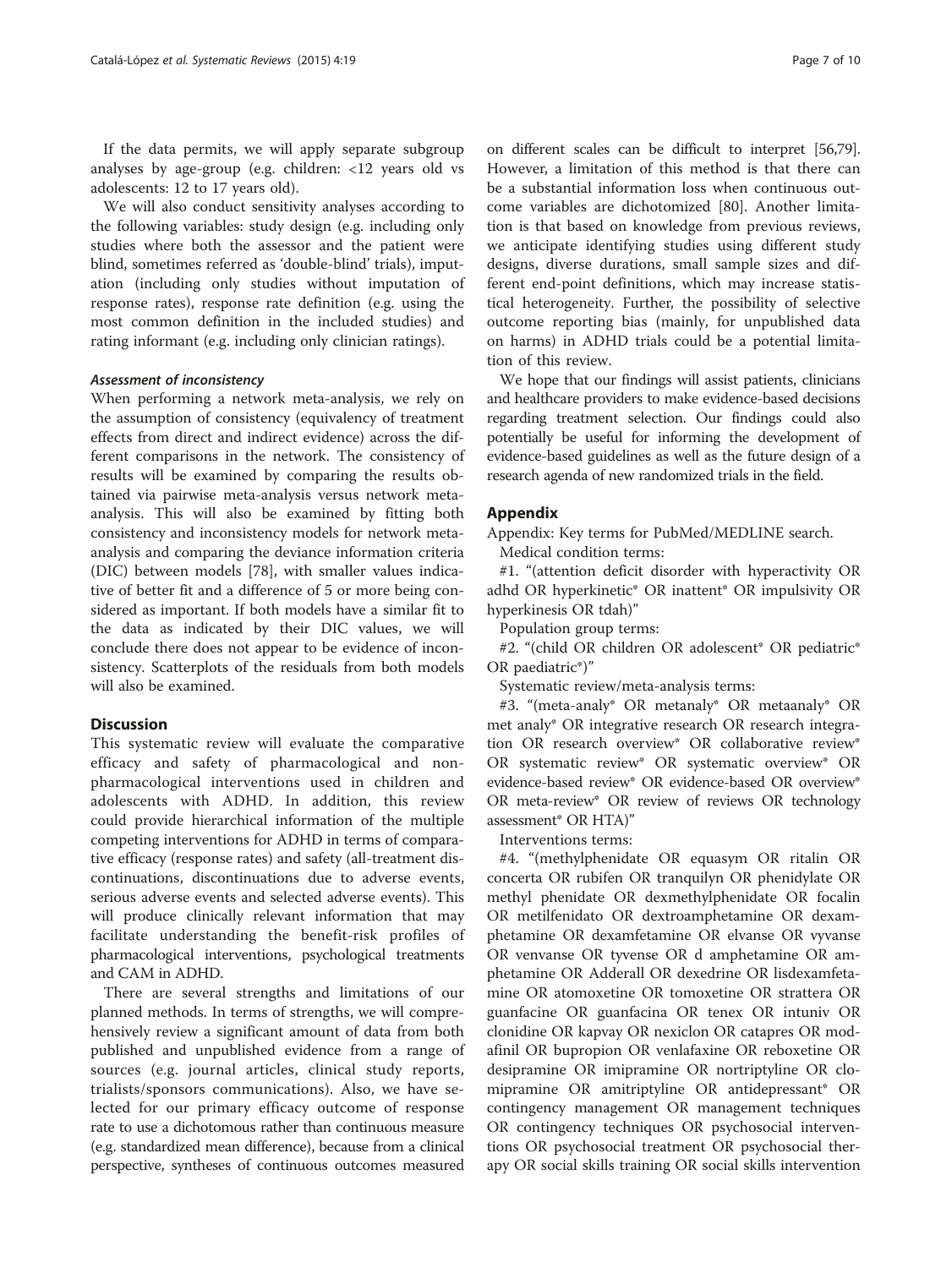If the data permits, we will apply separate subgroup analyses by age-group (e.g. children: <12 years old vs adolescents: 12 to 17 years old).

We will also conduct sensitivity analyses according to the following variables: study design (e.g. including only studies where both the assessor and the patient were blind, sometimes referred as 'double-blind' trials), imputation (including only studies without imputation of response rates), response rate definition (e.g. using the most common definition in the included studies) and rating informant (e.g. including only clinician ratings).

#### *Assessment of inconsistency*

When performing a network meta-analysis, we rely on the assumption of consistency (equivalency of treatment effects from direct and indirect evidence) across the different comparisons in the network. The consistency of results will be examined by comparing the results obtained via pairwise meta-analysis versus network meta-analysis. This will also be examined by fitting both consistency and inconsistency models for network meta-analysis and comparing the deviance information criteria (DIC) between models [78], with smaller values indicative of better fit and a difference of 5 or more being considered as important. If both models have a similar fit to the data as indicated by their DIC values, we will conclude there does not appear to be evidence of inconsistency. Scatterplots of the residuals from both models will also be examined.

## Discussion

This systematic review will evaluate the comparative efficacy and safety of pharmacological and non-pharmacological interventions used in children and adolescents with ADHD. In addition, this review could provide hierarchical information of the multiple competing interventions for ADHD in terms of comparative efficacy (response rates) and safety (all-treatment discontinuations, discontinuations due to adverse events, serious adverse events and selected adverse events). This will produce clinically relevant information that may facilitate understanding the benefit-risk profiles of pharmacological interventions, psychological treatments and CAM in ADHD.

There are several strengths and limitations of our planned methods. In terms of strengths, we will comprehensively review a significant amount of data from both published and unpublished evidence from a range of sources (e.g. journal articles, clinical study reports, trialists/sponsors communications). Also, we have selected for our primary efficacy outcome of response rate to use a dichotomous rather than continuous measure (e.g. standardized mean difference), because from a clinical perspective, syntheses of continuous outcomes measured on different scales can be difficult to interpret [56,79]. However, a limitation of this method is that there can be a substantial information loss when continuous outcome variables are dichotomized [80]. Another limitation is that based on knowledge from previous reviews, we anticipate identifying studies using different study designs, diverse durations, small sample sizes and different end-point definitions, which may increase statistical heterogeneity. Further, the possibility of selective outcome reporting bias (mainly, for unpublished data on harms) in ADHD trials could be a potential limitation of this review.

We hope that our findings will assist patients, clinicians and healthcare providers to make evidence-based decisions regarding treatment selection. Our findings could also potentially be useful for informing the development of evidence-based guidelines as well as the future design of a research agenda of new randomized trials in the field.

## Appendix

Appendix: Key terms for PubMed/MEDLINE search.

Medical condition terms:

#1. "(attention deficit disorder with hyperactivity OR adhd OR hyperkinetic* OR inattent* OR impulsivity OR hyperkinesis OR tdah)"

Population group terms:

#2. "(child OR children OR adolescent* OR pediatric* OR paediatric*)"

Systematic review/meta-analysis terms:

#3. "(meta-analy* OR metanaly* OR metaanaly* OR met analy* OR integrative research OR research integration OR research overview* OR collaborative review* OR systematic review* OR systematic overview* OR evidence-based review* OR evidence-based OR overview* OR meta-review* OR review of reviews OR technology assessment* OR HTA)"

Interventions terms:

#4. "(methylphenidate OR equasym OR ritalin OR concerta OR rubifen OR tranquilyn OR phenidylate OR methyl phenidate OR dexmethylphenidate OR focalin OR metilfenidato OR dextroamphetamine OR dexamphetamine OR dexamfetamine OR elvanse OR vyvanse OR venvanse OR tyvense OR d amphetamine OR amphetamine OR Adderall OR dexedrine OR lisdexamfetamine OR atomoxetine OR tomoxetine OR strattera OR guanfacine OR guanfacina OR tenex OR intuniv OR clonidine OR kapvay OR nexiclon OR catapres OR modafinil OR bupropion OR venlafaxine OR reboxetine OR desipramine OR imipramine OR nortriptyline OR clomipramine OR amitriptyline OR antidepressant* OR contingency management OR management techniques OR contingency techniques OR psychosocial interventions OR psychosocial treatment OR psychosocial therapy OR social skills training OR social skills intervention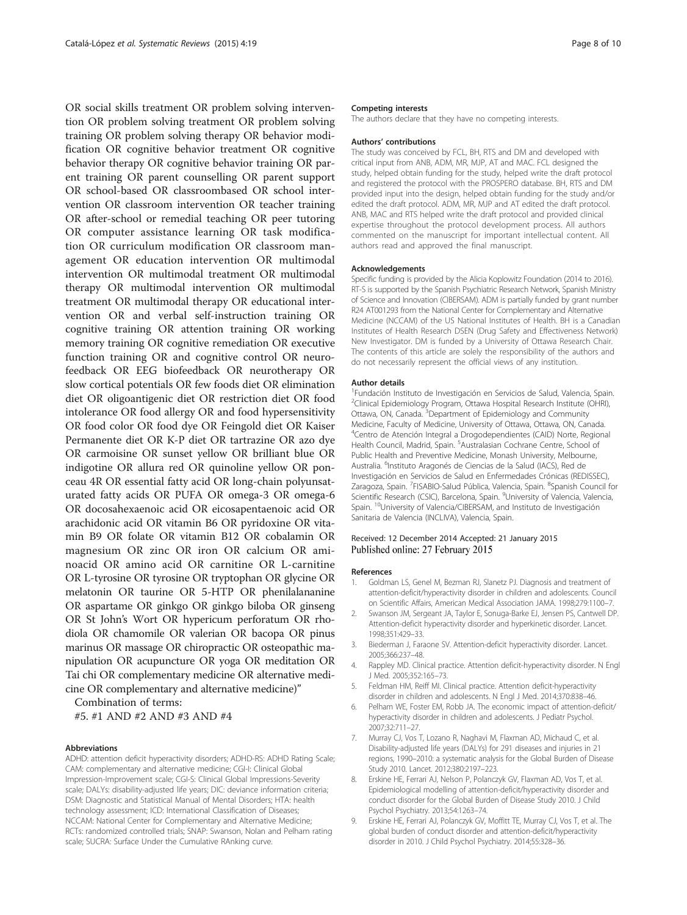OR social skills treatment OR problem solving intervention OR problem solving treatment OR problem solving training OR problem solving therapy OR behavior modification OR cognitive behavior treatment OR cognitive behavior therapy OR cognitive behavior training OR parent training OR parent counselling OR parent support OR school-based OR classroombased OR school intervention OR classroom intervention OR teacher training OR after-school or remedial teaching OR peer tutoring OR computer assistance learning OR task modification OR curriculum modification OR classroom management OR education intervention OR multimodal intervention OR multimodal treatment OR multimodal therapy OR multimodal intervention OR multimodal treatment OR multimodal therapy OR educational intervention OR and verbal self-instruction training OR cognitive training OR attention training OR working memory training OR cognitive remediation OR executive function training OR and cognitive control OR neurofeedback OR EEG biofeedback OR neurotherapy OR slow cortical potentials OR few foods diet OR elimination diet OR oligoantigenic diet OR restriction diet OR food intolerance OR food allergy OR and food hypersensitivity OR food color OR food dye OR Feingold diet OR Kaiser Permanente diet OR K-P diet OR tartrazine OR azo dye OR carmoisine OR sunset yellow OR brilliant blue OR indigotine OR allura red OR quinoline yellow OR ponceau 4R OR essential fatty acid OR long-chain polyunsaturated fatty acids OR PUFA OR omega-3 OR omega-6 OR docosahexaenoic acid OR eicosapentaenoic acid OR arachidonic acid OR vitamin B6 OR pyridoxine OR vitamin B9 OR folate OR vitamin B12 OR cobalamin OR magnesium OR zinc OR iron OR calcium OR aminoacid OR amino acid OR carnitine OR L-carnitine OR L-tyrosine OR tyrosine OR tryptophan OR glycine OR melatonin OR taurine OR 5-HTP OR phenilalananine OR aspartame OR ginkgo OR ginkgo biloba OR ginseng OR St John's Wort OR hypericum perforatum OR rhodiola OR chamomile OR valerian OR bacopa OR pinus marinus OR massage OR chiropractic OR osteopathic manipulation OR acupuncture OR yoga OR meditation OR Tai chi OR complementary medicine OR alternative medicine OR complementary and alternative medicine)"

Combination of terms:

#5. #1 AND #2 AND #3 AND #4

#### Abbreviations

ADHD: attention deficit hyperactivity disorders; ADHD-RS: ADHD Rating Scale; CAM: complementary and alternative medicine; CGI-I: Clinical Global Impression-Improvement scale; CGI-S: Clinical Global Impressions-Severity scale; DALYs: disability-adjusted life years; DIC: deviance information criteria; DSM: Diagnostic and Statistical Manual of Mental Disorders; HTA: health technology assessment; ICD: International Classification of Diseases; NCCAM: National Center for Complementary and Alternative Medicine; RCTs: randomized controlled trials; SNAP: Swanson, Nolan and Pelham rating scale; SUCRA: Surface Under the Cumulative RAnking curve.

#### Competing interests

The authors declare that they have no competing interests.

#### Authors' contributions

The study was conceived by FCL, BH, RTS and DM and developed with critical input from ANB, ADM, MR, MJP, AT and MAC. FCL designed the study, helped obtain funding for the study, helped write the draft protocol and registered the protocol with the PROSPERO database. BH, RTS and DM provided input into the design, helped obtain funding for the study and/or edited the draft protocol. ADM, MR, MJP and AT edited the draft protocol. ANB, MAC and RTS helped write the draft protocol and provided clinical expertise throughout the protocol development process. All authors commented on the manuscript for important intellectual content. All authors read and approved the final manuscript.

#### Acknowledgements

Specific funding is provided by the Alicia Koplowitz Foundation (2014 to 2016). RT-S is supported by the Spanish Psychiatric Research Network, Spanish Ministry of Science and Innovation (CIBERSAM). ADM is partially funded by grant number R24 AT001293 from the National Center for Complementary and Alternative Medicine (NCCAM) of the US National Institutes of Health. BH is a Canadian Institutes of Health Research DSEN (Drug Safety and Effectiveness Network) New Investigator. DM is funded by a University of Ottawa Research Chair. The contents of this article are solely the responsibility of the authors and do not necessarily represent the official views of any institution.

#### Author details

[1]Fundación Instituto de Investigación en Servicios de Salud, Valencia, Spain. [2]Clinical Epidemiology Program, Ottawa Hospital Research Institute (OHRI), Ottawa, ON, Canada. [3]Department of Epidemiology and Community Medicine, Faculty of Medicine, University of Ottawa, Ottawa, ON, Canada. [4]Centro de Atención Integral a Drogodependientes (CAID) Norte, Regional Health Council, Madrid, Spain. [5]Australasian Cochrane Centre, School of Public Health and Preventive Medicine, Monash University, Melbourne, Australia. [6]Instituto Aragonés de Ciencias de la Salud (IACS), Red de Investigación en Servicios de Salud en Enfermedades Crónicas (REDISSEC), Zaragoza, Spain. [7]FISABIO-Salud Pública, Valencia, Spain. [8]Spanish Council for Scientific Research (CSIC), Barcelona, Spain. [9]University of Valencia, Valencia, Spain. [10]University of Valencia/CIBERSAM, and Instituto de Investigación Sanitaria de Valencia (INCLIVA), Valencia, Spain.

Received: 12 December 2014 Accepted: 21 January 2015
Published online: 27 February 2015

#### References

1. Goldman LS, Genel M, Bezman RJ, Slanetz PJ. Diagnosis and treatment of attention-deficit/hyperactivity disorder in children and adolescents. Council on Scientific Affairs, American Medical Association JAMA. 1998;279:1100–7.
2. Swanson JM, Sergeant JA, Taylor E, Sonuga-Barke EJ, Jensen PS, Cantwell DP. Attention-deficit hyperactivity disorder and hyperkinetic disorder. Lancet. 1998;351:429–33.
3. Biederman J, Faraone SV. Attention-deficit hyperactivity disorder. Lancet. 2005;366:237–48.
4. Rappley MD. Clinical practice. Attention deficit-hyperactivity disorder. N Engl J Med. 2005;352:165–73.
5. Feldman HM, Reiff MI. Clinical practice. Attention deficit-hyperactivity disorder in children and adolescents. N Engl J Med. 2014;370:838–46.
6. Pelham WE, Foster EM, Robb JA. The economic impact of attention-deficit/hyperactivity disorder in children and adolescents. J Pediatr Psychol. 2007;32:711–27.
7. Murray CJ, Vos T, Lozano R, Naghavi M, Flaxman AD, Michaud C, et al. Disability-adjusted life years (DALYs) for 291 diseases and injuries in 21 regions, 1990–2010: a systematic analysis for the Global Burden of Disease Study 2010. Lancet. 2012;380:2197–223.
8. Erskine HE, Ferrari AJ, Nelson P, Polanczyk GV, Flaxman AD, Vos T, et al. Epidemiological modelling of attention-deficit/hyperactivity disorder and conduct disorder for the Global Burden of Disease Study 2010. J Child Psychol Psychiatry. 2013;54:1263–74.
9. Erskine HE, Ferrari AJ, Polanczyk GV, Moffitt TE, Murray CJ, Vos T, et al. The global burden of conduct disorder and attention-deficit/hyperactivity disorder in 2010. J Child Psychol Psychiatry. 2014;55:328–36.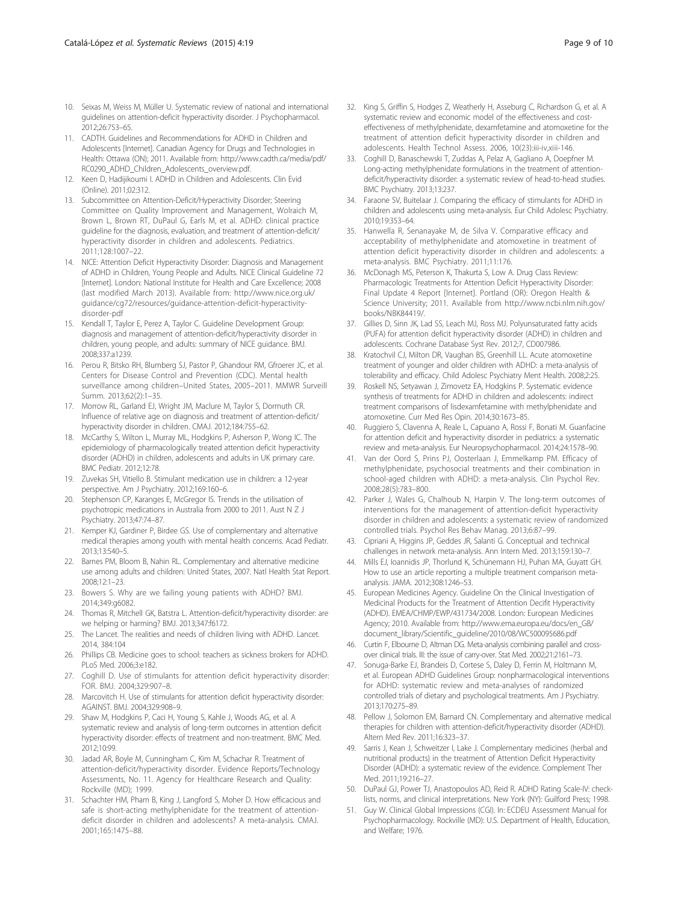10. Seixas M, Weiss M, Müller U. Systematic review of national and international guidelines on attention-deficit hyperactivity disorder. J Psychopharmacol. 2012;26:753–65.
11. CADTH. Guidelines and Recommendations for ADHD in Children and Adolescents [Internet]. Canadian Agency for Drugs and Technologies in Health: Ottawa (ON); 2011. Available from: http://www.cadth.ca/media/pdf/RC0290_ADHD_Children_Adolescents_overview.pdf.
12. Keen D, Hadijikoumi I. ADHD in Children and Adolescents. Clin Evid (Online). 2011;02:312.
13. Subcommittee on Attention-Deficit/Hyperactivity Disorder; Steering Committee on Quality Improvement and Management, Wolraich M, Brown L, Brown RT, DuPaul G, Earls M, et al. ADHD: clinical practice guideline for the diagnosis, evaluation, and treatment of attention-deficit/hyperactivity disorder in children and adolescents. Pediatrics. 2011;128:1007–22.
14. NICE: Attention Deficit Hyperactivity Disorder: Diagnosis and Management of ADHD in Children, Young People and Adults. NICE Clinical Guideline 72 [Internet]. London: National Institute for Health and Care Excellence; 2008 (last modified March 2013). Available from: http://www.nice.org.uk/guidance/cg72/resources/guidance-attention-deficit-hyperactivity-disorder-pdf
15. Kendall T, Taylor E, Perez A, Taylor C. Guideline Development Group: diagnosis and management of attention-deficit/hyperactivity disorder in children, young people, and adults: summary of NICE guidance. BMJ. 2008;337:a1239.
16. Perou R, Bitsko RH, Blumberg SJ, Pastor P, Ghandour RM, Gfroerer JC, et al. Centers for Disease Control and Prevention (CDC). Mental health surveillance among children–United States, 2005–2011. MMWR Surveill Summ. 2013;62(2):1–35.
17. Morrow RL, Garland EJ, Wright JM, Maclure M, Taylor S, Dormuth CR. Influence of relative age on diagnosis and treatment of attention-deficit/hyperactivity disorder in children. CMAJ. 2012;184:755–62.
18. McCarthy S, Wilton L, Murray ML, Hodgkins P, Asherson P, Wong IC. The epidemiology of pharmacologically treated attention deficit hyperactivity disorder (ADHD) in children, adolescents and adults in UK primary care. BMC Pediatr. 2012;12:78.
19. Zuvekas SH, Vitiello B. Stimulant medication use in children: a 12-year perspective. Am J Psychiatry. 2012;169:160–6.
20. Stephenson CP, Karanges E, McGregor IS. Trends in the utilisation of psychotropic medications in Australia from 2000 to 2011. Aust N Z J Psychiatry. 2013;47:74–87.
21. Kemper KJ, Gardiner P, Birdee GS. Use of complementary and alternative medical therapies among youth with mental health concerns. Acad Pediatr. 2013;13:540–5.
22. Barnes PM, Bloom B, Nahin RL. Complementary and alternative medicine use among adults and children: United States, 2007. Natl Health Stat Report. 2008;12:1–23.
23. Bowers S. Why are we failing young patients with ADHD? BMJ. 2014;349:g6082.
24. Thomas R, Mitchell GK, Batstra L. Attention-deficit/hyperactivity disorder: are we helping or harming? BMJ. 2013;347:f6172.
25. The Lancet. The realities and needs of children living with ADHD. Lancet. 2014, 384:104
26. Phillips CB. Medicine goes to school: teachers as sickness brokers for ADHD. PLoS Med. 2006;3:e182.
27. Coghill D. Use of stimulants for attention deficit hyperactivity disorder: FOR. BMJ. 2004;329:907–8.
28. Marcovitch H. Use of stimulants for attention deficit hyperactivity disorder: AGAINST. BMJ. 2004;329:908–9.
29. Shaw M, Hodgkins P, Caci H, Young S, Kahle J, Woods AG, et al. A systematic review and analysis of long-term outcomes in attention deficit hyperactivity disorder: effects of treatment and non-treatment. BMC Med. 2012;10:99.
30. Jadad AR, Boyle M, Cunningham C, Kim M, Schachar R. Treatment of attention-deficit/hyperactivity disorder. Evidence Reports/Technology Assessments, No. 11. Agency for Healthcare Research and Quality: Rockville (MD); 1999.
31. Schachter HM, Pham B, King J, Langford S, Moher D. How efficacious and safe is short-acting methylphenidate for the treatment of attention-deficit disorder in children and adolescents? A meta-analysis. CMAJ. 2001;165:1475–88.
32. King S, Griffin S, Hodges Z, Weatherly H, Asseburg C, Richardson G, et al. A systematic review and economic model of the effectiveness and cost-effectiveness of methylphenidate, dexamfetamine and atomoxetine for the treatment of attention deficit hyperactivity disorder in children and adolescents. Health Technol Assess. 2006, 10(23):iii-iv,xiii-146.
33. Coghill D, Banaschewski T, Zuddas A, Pelaz A, Gagliano A, Doepfner M. Long-acting methylphenidate formulations in the treatment of attention-deficit/hyperactivity disorder: a systematic review of head-to-head studies. BMC Psychiatry. 2013;13:237.
34. Faraone SV, Buitelaar J. Comparing the efficacy of stimulants for ADHD in children and adolescents using meta-analysis. Eur Child Adolesc Psychiatry. 2010;19:353–64.
35. Hanwella R, Senanayake M, de Silva V. Comparative efficacy and acceptability of methylphenidate and atomoxetine in treatment of attention deficit hyperactivity disorder in children and adolescents: a meta-analysis. BMC Psychiatry. 2011;11:176.
36. McDonagh MS, Peterson K, Thakurta S, Low A. Drug Class Review: Pharmacologic Treatments for Attention Deficit Hyperactivity Disorder: Final Update 4 Report [Internet]. Portland (OR): Oregon Health & Science University; 2011. Available from http://www.ncbi.nlm.nih.gov/books/NBK84419/.
37. Gillies D, Sinn JK, Lad SS, Leach MJ, Ross MJ. Polyunsaturated fatty acids (PUFA) for attention deficit hyperactivity disorder (ADHD) in children and adolescents. Cochrane Database Syst Rev. 2012;7, CD007986.
38. Kratochvil CJ, Milton DR, Vaughan BS, Greenhill LL. Acute atomoxetine treatment of younger and older children with ADHD: a meta-analysis of tolerability and efficacy. Child Adolesc Psychiatry Ment Health. 2008;2:25.
39. Roskell NS, Setyawan J, Zimovetz EA, Hodgkins P. Systematic evidence synthesis of treatments for ADHD in children and adolescents: indirect treatment comparisons of lisdexamfetamine with methylphenidate and atomoxetine. Curr Med Res Opin. 2014;30:1673–85.
40. Ruggiero S, Clavenna A, Reale L, Capuano A, Rossi F, Bonati M. Guanfacine for attention deficit and hyperactivity disorder in pediatrics: a systematic review and meta-analysis. Eur Neuropsychopharmacol. 2014;24:1578–90.
41. Van der Oord S, Prins PJ, Oosterlaan J, Emmelkamp PM. Efficacy of methylphenidate, psychosocial treatments and their combination in school-aged children with ADHD: a meta-analysis. Clin Psychol Rev. 2008;28(5):783–800.
42. Parker J, Wales G, Chalhoub N, Harpin V. The long-term outcomes of interventions for the management of attention-deficit hyperactivity disorder in children and adolescents: a systematic review of randomized controlled trials. Psychol Res Behav Manag. 2013;6:87–99.
43. Cipriani A, Higgins JP, Geddes JR, Salanti G. Conceptual and technical challenges in network meta-analysis. Ann Intern Med. 2013;159:130–7.
44. Mills EJ, Ioannidis JP, Thorlund K, Schünemann HJ, Puhan MA, Guyatt GH. How to use an article reporting a multiple treatment comparison meta-analysis. JAMA. 2012;308:1246–53.
45. European Medicines Agency. Guideline On the Clinical Investigation of Medicinal Products for the Treatment of Attention Decifit Hyperactivity (ADHD). EMEA/CHMP/EWP/431734/2008. London: European Medicines Agency; 2010. Available from: http://www.ema.europa.eu/docs/en_GB/document_library/Scientific_guideline/2010/08/WC500095686.pdf
46. Curtin F, Elbourne D, Altman DG. Meta-analysis combining parallel and cross-over clinical trials. III: the issue of carry-over. Stat Med. 2002;21:2161–73.
47. Sonuga-Barke EJ, Brandeis D, Cortese S, Daley D, Ferrin M, Holtmann M, et al. European ADHD Guidelines Group: nonpharmacological interventions for ADHD: systematic review and meta-analyses of randomized controlled trials of dietary and psychological treatments. Am J Psychiatry. 2013;170:275–89.
48. Pellow J, Solomon EM, Barnard CN. Complementary and alternative medical therapies for children with attention-deficit/hyperactivity disorder (ADHD). Altern Med Rev. 2011;16:323–37.
49. Sarris J, Kean J, Schweitzer I, Lake J. Complementary medicines (herbal and nutritional products) in the treatment of Attention Deficit Hyperactivity Disorder (ADHD): a systematic review of the evidence. Complement Ther Med. 2011;19:216–27.
50. DuPaul GJ, Power TJ, Anastopoulos AD, Reid R. ADHD Rating Scale-IV: checklists, norms, and clinical interpretations. New York (NY): Guilford Press; 1998.
51. Guy W. Clinical Global Impressions (CGI). In: ECDEU Assessment Manual for Psychopharmacology. Rockville (MD): U.S. Department of Health, Education, and Welfare; 1976.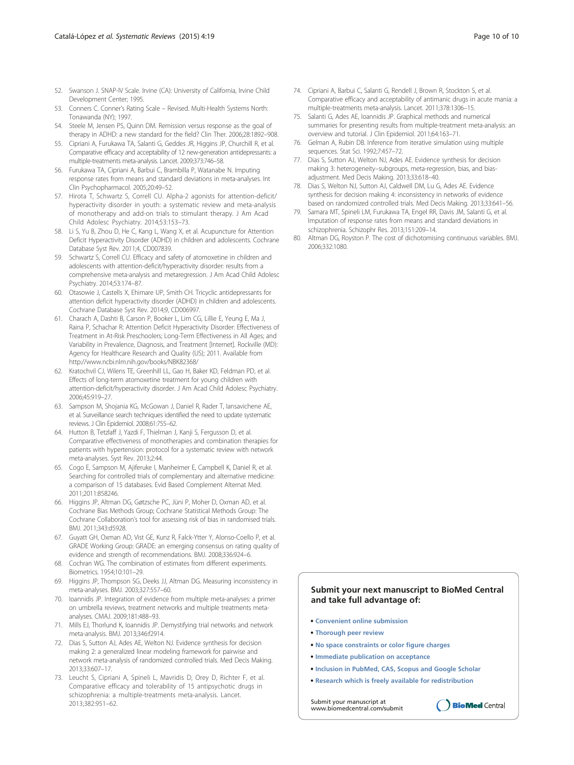52. Swanson J. SNAP-IV Scale. Irvine (CA): University of California, Irvine Child Development Center; 1995.
53. Conners C. Conner's Rating Scale – Revised. Multi-Health Systems North: Tonawanda (NY); 1997.
54. Steele M, Jensen PS, Quinn DM. Remission versus response as the goal of therapy in ADHD: a new standard for the field? Clin Ther. 2006;28:1892–908.
55. Cipriani A, Furukawa TA, Salanti G, Geddes JR, Higgins JP, Churchill R, et al. Comparative efficacy and acceptability of 12 new-generation antidepressants: a multiple-treatments meta-analysis. Lancet. 2009;373:746–58.
56. Furukawa TA, Cipriani A, Barbui C, Brambilla P, Watanabe N. Imputing response rates from means and standard deviations in meta-analyses. Int Clin Psychopharmacol. 2005;20:49–52.
57. Hirota T, Schwartz S, Correll CU. Alpha-2 agonists for attention-deficit/hyperactivity disorder in youth: a systematic review and meta-analysis of monotherapy and add-on trials to stimulant therapy. J Am Acad Child Adolesc Psychiatry. 2014;53:153–73.
58. Li S, Yu B, Zhou D, He C, Kang L, Wang X, et al. Acupuncture for Attention Deficit Hyperactivity Disorder (ADHD) in children and adolescents. Cochrane Database Syst Rev. 2011;4, CD007839.
59. Schwartz S, Correll CU. Efficacy and safety of atomoxetine in children and adolescents with attention-deficit/hyperactivity disorder: results from a comprehensive meta-analysis and metaregression. J Am Acad Child Adolesc Psychiatry. 2014;53:174–87.
60. Otasowie J, Castells X, Ehimare UP, Smith CH. Tricyclic antidepressants for attention deficit hyperactivity disorder (ADHD) in children and adolescents. Cochrane Database Syst Rev. 2014;9, CD006997.
61. Charach A, Dashti B, Carson P, Booker L, Lim CG, Lillie E, Yeung E, Ma J, Raina P, Schachar R: Attention Deficit Hyperactivity Disorder: Effectiveness of Treatment in At-Risk Preschoolers; Long-Term Effectiveness in All Ages; and Variability in Prevalence, Diagnosis, and Treatment [Internet]. Rockville (MD): Agency for Healthcare Research and Quality (US); 2011. Available from http://www.ncbi.nlm.nih.gov/books/NBK82368/
62. Kratochvil CJ, Wilens TE, Greenhill LL, Gao H, Baker KD, Feldman PD, et al. Effects of long-term atomoxetine treatment for young children with attention-deficit/hyperactivity disorder. J Am Acad Child Adolesc Psychiatry. 2006;45:919–27.
63. Sampson M, Shojania KG, McGowan J, Daniel R, Rader T, Iansavichene AE, et al. Surveillance search techniques identified the need to update systematic reviews. J Clin Epidemiol. 2008;61:755–62.
64. Hutton B, Tetzlaff J, Yazdi F, Thielman J, Kanji S, Fergusson D, et al. Comparative effectiveness of monotherapies and combination therapies for patients with hypertension: protocol for a systematic review with network meta-analyses. Syst Rev. 2013;2:44.
65. Cogo E, Sampson M, Ajiferuke I, Manheimer E, Campbell K, Daniel R, et al. Searching for controlled trials of complementary and alternative medicine: a comparison of 15 databases. Evid Based Complement Alternat Med. 2011;2011:858246.
66. Higgins JP, Altman DG, Gøtzsche PC, Jüni P, Moher D, Oxman AD, et al. Cochrane Bias Methods Group; Cochrane Statistical Methods Group: The Cochrane Collaboration's tool for assessing risk of bias in randomised trials. BMJ. 2011;343:d5928.
67. Guyatt GH, Oxman AD, Vist GE, Kunz R, Falck-Ytter Y, Alonso-Coello P, et al. GRADE Working Group: GRADE: an emerging consensus on rating quality of evidence and strength of recommendations. BMJ. 2008;336:924–6.
68. Cochran WG. The combination of estimates from different experiments. Biometrics. 1954;10:101–29.
69. Higgins JP, Thompson SG, Deeks JJ, Altman DG. Measuring inconsistency in meta-analyses. BMJ. 2003;327:557–60.
70. Ioannidis JP. Integration of evidence from multiple meta-analyses: a primer on umbrella reviews, treatment networks and multiple treatments meta-analyses. CMAJ. 2009;181:488–93.
71. Mills EJ, Thorlund K, Ioannidis JP. Demystifying trial networks and network meta-analysis. BMJ. 2013;346:f2914.
72. Dias S, Sutton AJ, Ades AE, Welton NJ. Evidence synthesis for decision making 2: a generalized linear modeling framework for pairwise and network meta-analysis of randomized controlled trials. Med Decis Making. 2013;33:607–17.
73. Leucht S, Cipriani A, Spineli L, Mavridis D, Orey D, Richter F, et al. Comparative efficacy and tolerability of 15 antipsychotic drugs in schizophrenia: a multiple-treatments meta-analysis. Lancet. 2013;382:951–62.
74. Cipriani A, Barbui C, Salanti G, Rendell J, Brown R, Stockton S, et al. Comparative efficacy and acceptability of antimanic drugs in acute mania: a multiple-treatments meta-analysis. Lancet. 2011;378:1306–15.
75. Salanti G, Ades AE, Ioannidis JP. Graphical methods and numerical summaries for presenting results from multiple-treatment meta-analysis: an overview and tutorial. J Clin Epidemiol. 2011;64:163–71.
76. Gelman A, Rubin DB. Inference from iterative simulation using multiple sequences. Stat Sci. 1992;7:457–72.
77. Dias S, Sutton AJ, Welton NJ, Ades AE. Evidence synthesis for decision making 3: heterogeneity–subgroups, meta-regression, bias, and bias-adjustment. Med Decis Making. 2013;33:618–40.
78. Dias S, Welton NJ, Sutton AJ, Caldwell DM, Lu G, Ades AE. Evidence synthesis for decision making 4: inconsistency in networks of evidence based on randomized controlled trials. Med Decis Making. 2013;33:641–56.
79. Samara MT, Spineli LM, Furukawa TA, Engel RR, Davis JM, Salanti G, et al. Imputation of response rates from means and standard deviations in schizophrenia. Schizophr Res. 2013;151:209–14.
80. Altman DG, Royston P. The cost of dichotomising continuous variables. BMJ. 2006;332:1080.

**Submit your next manuscript to BioMed Central and take full advantage of:**

- **Convenient online submission**
- **Thorough peer review**
- **No space constraints or color figure charges**
- **Immediate publication on acceptance**
- **Inclusion in PubMed, CAS, Scopus and Google Scholar**
- **Research which is freely available for redistribution**

Submit your manuscript at www.biomedcentral.com/submit

BioMed Central